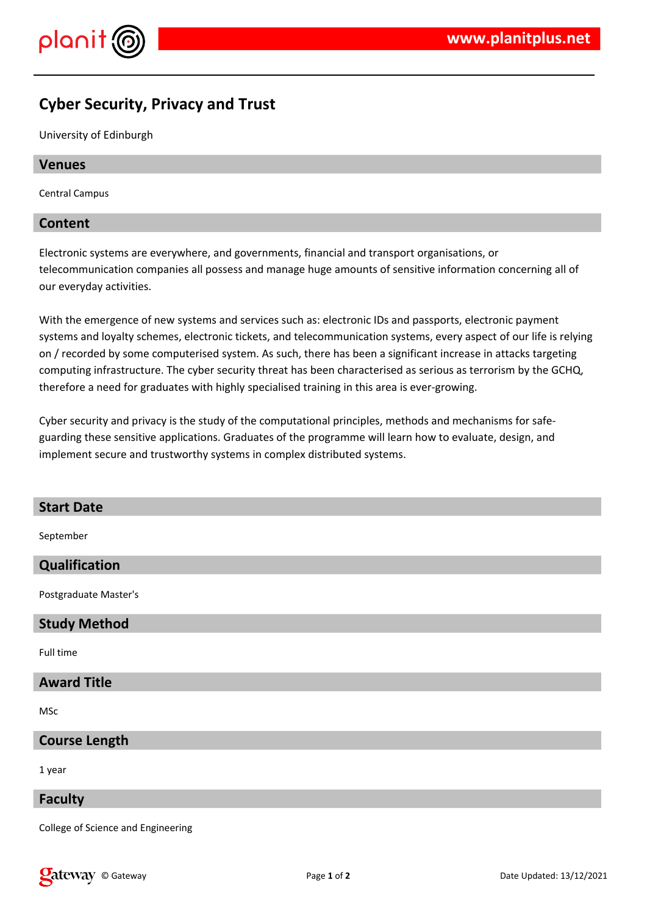# Cyber Security, Privacy and Trust

University of Edinburgh

## Venues

Central Campus

## Content

Electronic systems are everywhere, and governments, financial and transport organisations, or telecommunication companies all possess and manage huge amounts of sensitive information concerning all of our everyday activities.

With the emergence of new systems and services such as: electronic IDs and passports, electronic payment systems and loyalty schemes, electronic tickets, and telecommunication systems, every aspect of our life is relying on / recorded by some computerised system. As such, there has been a significant increase in attacks targeting computing infrastructure. The cyber security threat has been characterised as serious as terrorism by the GCHQ, therefore a need for graduates with highly specialised training in this area is ever-growing.

Cyber security and privacy is the study of the computational principles, methods and mechanisms for safe-guarding these sensitive applications. Graduates of the programme will learn how to evaluate, design, and implement secure and trustworthy systems in complex distributed systems.

## Start Date

September

## Qualification

Postgraduate Master's

## Study Method

Full time

## Award Title

MSc

## Course Length

1 year

## Faculty

College of Science and Engineering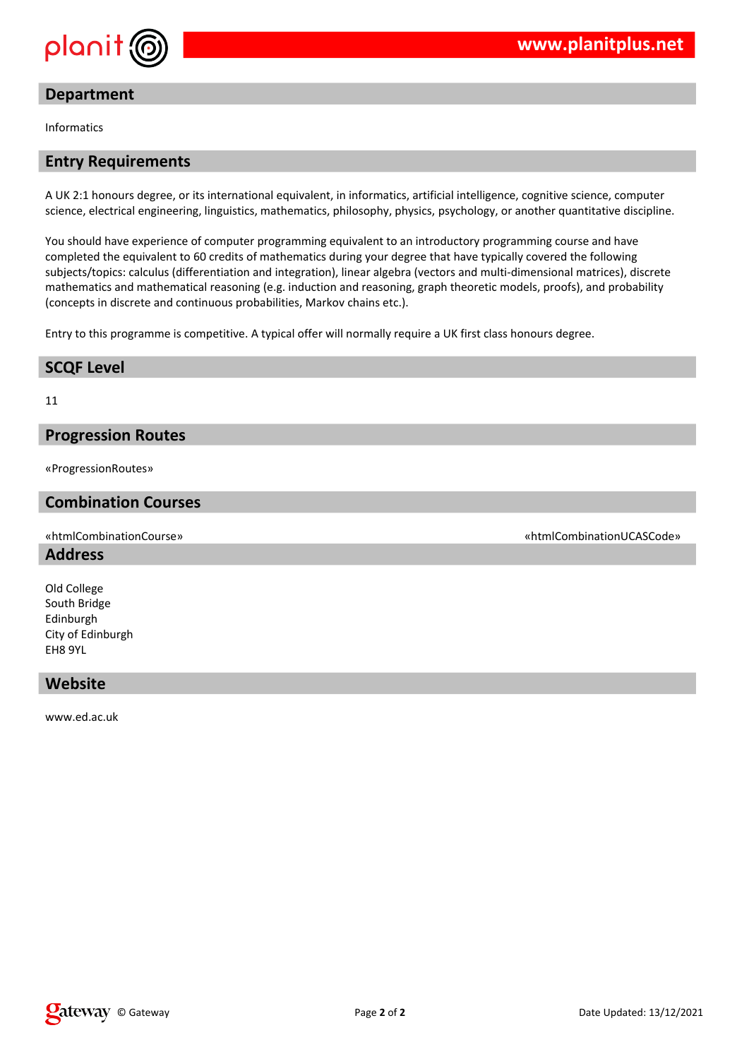## Department

Informatics

## Entry Requirements

A UK 2:1 honours degree, or its international equivalent, in informatics, artificial intelligence, cognitive science, computer science, electrical engineering, linguistics, mathematics, philosophy, physics, psychology, or another quantitative discipline.

You should have experience of computer programming equivalent to an introductory programming course and have completed the equivalent to 60 credits of mathematics during your degree that have typically covered the following subjects/topics: calculus (differentiation and integration), linear algebra (vectors and multi-dimensional matrices), discrete mathematics and mathematical reasoning (e.g. induction and reasoning, graph theoretic models, proofs), and probability (concepts in discrete and continuous probabilities, Markov chains etc.).

Entry to this programme is competitive. A typical offer will normally require a UK first class honours degree.

## SCQF Level

11

## Progression Routes

«ProgressionRoutes»

## Combination Courses

«htmlCombinationCourse» «htmlCombinationUCASCode»

## Address

Old College
South Bridge
Edinburgh
City of Edinburgh
EH8 9YL

## Website

www.ed.ac.uk